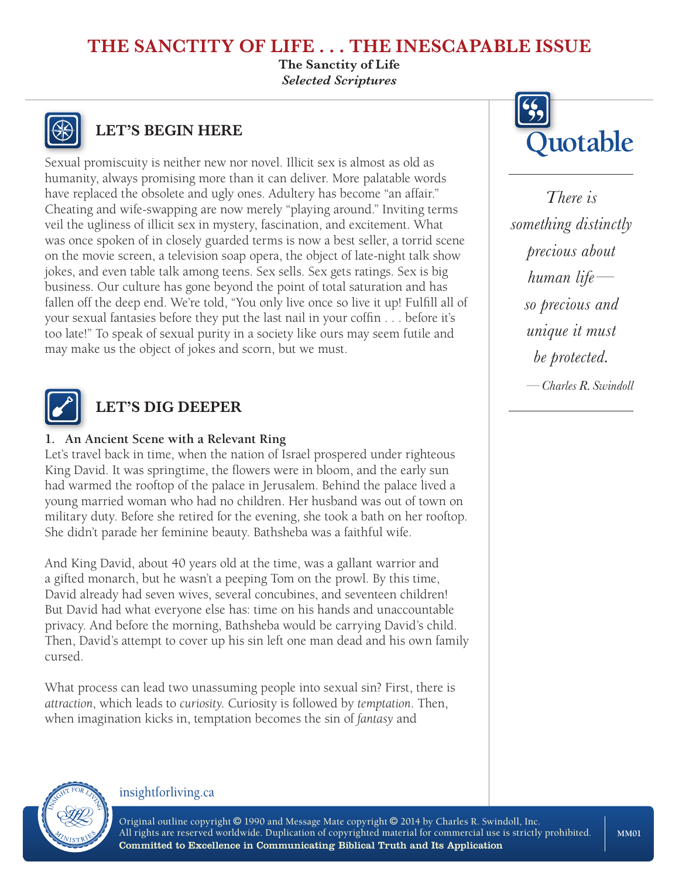# THE SANCTITY OF LIFE . . . THE INESCAPABLE ISSUE

**The Sanctity of Life**
***Selected Scriptures***

## LET'S BEGIN HERE

Sexual promiscuity is neither new nor novel. Illicit sex is almost as old as humanity, always promising more than it can deliver. More palatable words have replaced the obsolete and ugly ones. Adultery has become "an affair." Cheating and wife-swapping are now merely "playing around." Inviting terms veil the ugliness of illicit sex in mystery, fascination, and excitement. What was once spoken of in closely guarded terms is now a best seller, a torrid scene on the movie screen, a television soap opera, the object of late-night talk show jokes, and even table talk among teens. Sex sells. Sex gets ratings. Sex is big business. Our culture has gone beyond the point of total saturation and has fallen off the deep end. We're told, "You only live once so live it up! Fulfill all of your sexual fantasies before they put the last nail in your coffin . . . before it's too late!" To speak of sexual purity in a society like ours may seem futile and may make us the object of jokes and scorn, but we must.

> **Quotable**
>
> *There is something distinctly precious about human life—so precious and unique it must be protected.*
>
> —*Charles R. Swindoll*

## LET'S DIG DEEPER

### 1. An Ancient Scene with a Relevant Ring

Let's travel back in time, when the nation of Israel prospered under righteous King David. It was springtime, the flowers were in bloom, and the early sun had warmed the rooftop of the palace in Jerusalem. Behind the palace lived a young married woman who had no children. Her husband was out of town on military duty. Before she retired for the evening, she took a bath on her rooftop. She didn't parade her feminine beauty. Bathsheba was a faithful wife.

And King David, about 40 years old at the time, was a gallant warrior and a gifted monarch, but he wasn't a peeping Tom on the prowl. By this time, David already had seven wives, several concubines, and seventeen children! But David had what everyone else has: time on his hands and unaccountable privacy. And before the morning, Bathsheba would be carrying David's child. Then, David's attempt to cover up his sin left one man dead and his own family cursed.

What process can lead two unassuming people into sexual sin? First, there is *attraction*, which leads to *curiosity*. Curiosity is followed by *temptation*. Then, when imagination kicks in, temptation becomes the sin of *fantasy* and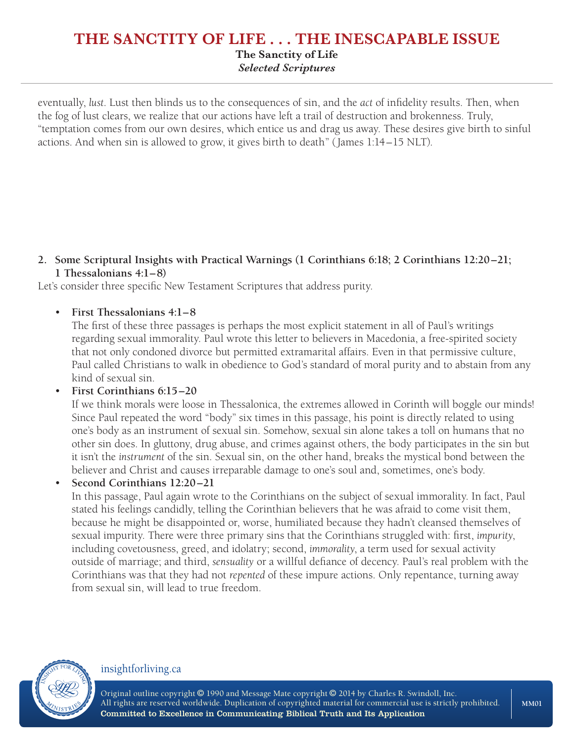eventually, *lust*. Lust then blinds us to the consequences of sin, and the *act* of infidelity results. Then, when the fog of lust clears, we realize that our actions have left a trail of destruction and brokenness. Truly, "temptation comes from our own desires, which entice us and drag us away. These desires give birth to sinful actions. And when sin is allowed to grow, it gives birth to death" (James 1:14–15 NLT).

**2. Some Scriptural Insights with Practical Warnings (1 Corinthians 6:18; 2 Corinthians 12:20–21; 1 Thessalonians 4:1–8)**

Let's consider three specific New Testament Scriptures that address purity.

- **First Thessalonians 4:1–8**
  The first of these three passages is perhaps the most explicit statement in all of Paul's writings regarding sexual immorality. Paul wrote this letter to believers in Macedonia, a free-spirited society that not only condoned divorce but permitted extramarital affairs. Even in that permissive culture, Paul called Christians to walk in obedience to God's standard of moral purity and to abstain from any kind of sexual sin.
- **First Corinthians 6:15–20**
  If we think morals were loose in Thessalonica, the extremes allowed in Corinth will boggle our minds! Since Paul repeated the word "body" six times in this passage, his point is directly related to using one's body as an instrument of sexual sin. Somehow, sexual sin alone takes a toll on humans that no other sin does. In gluttony, drug abuse, and crimes against others, the body participates in the sin but it isn't the *instrument* of the sin. Sexual sin, on the other hand, breaks the mystical bond between the believer and Christ and causes irreparable damage to one's soul and, sometimes, one's body.
- **Second Corinthians 12:20–21**
  In this passage, Paul again wrote to the Corinthians on the subject of sexual immorality. In fact, Paul stated his feelings candidly, telling the Corinthian believers that he was afraid to come visit them, because he might be disappointed or, worse, humiliated because they hadn't cleansed themselves of sexual impurity. There were three primary sins that the Corinthians struggled with: first, *impurity*, including covetousness, greed, and idolatry; second, *immorality*, a term used for sexual activity outside of marriage; and third, *sensuality* or a willful defiance of decency. Paul's real problem with the Corinthians was that they had not *repented* of these impure actions. Only repentance, turning away from sexual sin, will lead to true freedom.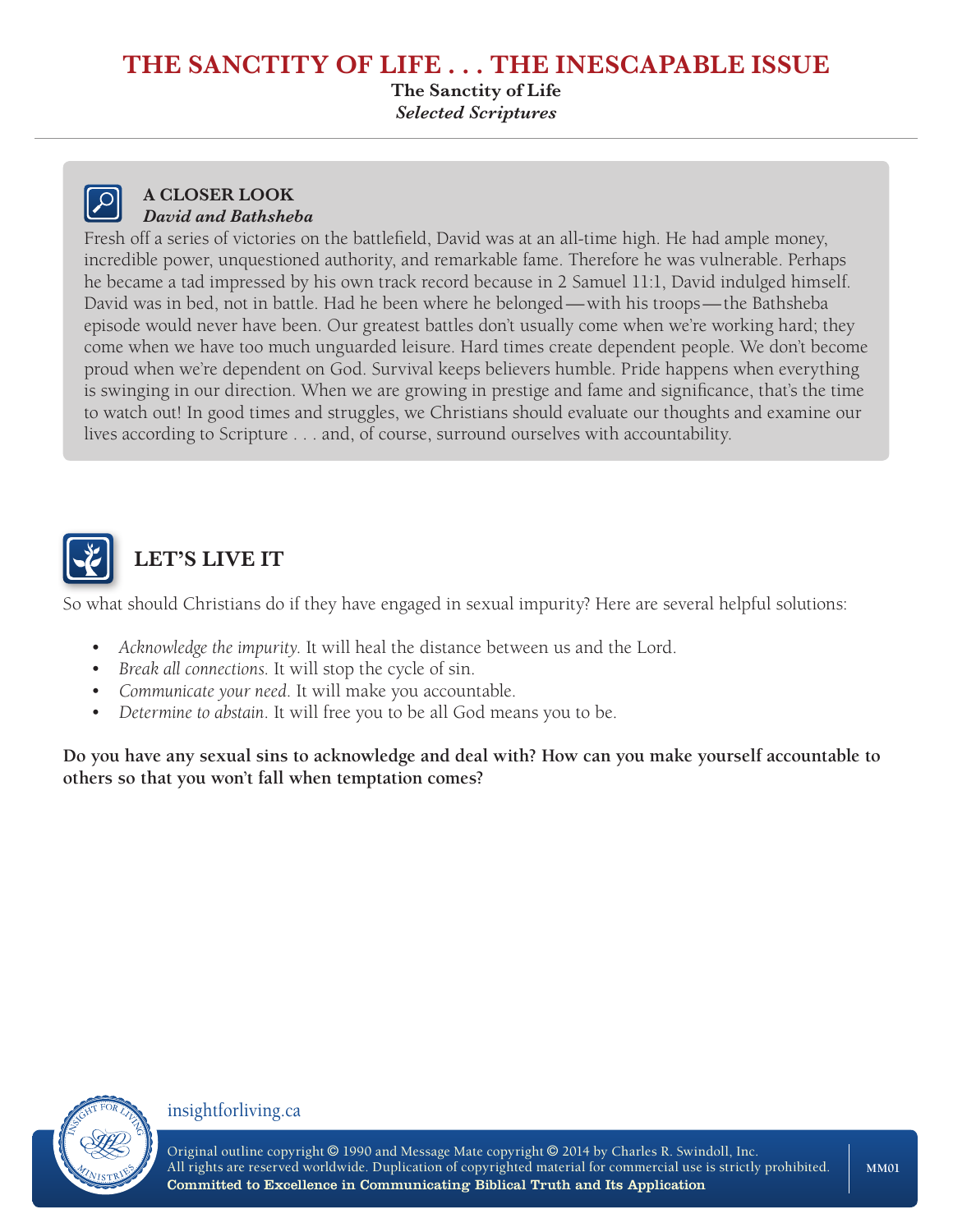# THE SANCTITY OF LIFE . . . THE INESCAPABLE ISSUE

**The Sanctity of Life**
*Selected Scriptures*

---

### A CLOSER LOOK
***David and Bathsheba***

Fresh off a series of victories on the battlefield, David was at an all-time high. He had ample money, incredible power, unquestioned authority, and remarkable fame. Therefore he was vulnerable. Perhaps he became a tad impressed by his own track record because in 2 Samuel 11:1, David indulged himself. David was in bed, not in battle. Had he been where he belonged—with his troops—the Bathsheba episode would never have been. Our greatest battles don't usually come when we're working hard; they come when we have too much unguarded leisure. Hard times create dependent people. We don't become proud when we're dependent on God. Survival keeps believers humble. Pride happens when everything is swinging in our direction. When we are growing in prestige and fame and significance, that's the time to watch out! In good times and struggles, we Christians should evaluate our thoughts and examine our lives according to Scripture . . . and, of course, surround ourselves with accountability.

## LET'S LIVE IT

So what should Christians do if they have engaged in sexual impurity? Here are several helpful solutions:

- *Acknowledge the impurity*. It will heal the distance between us and the Lord.
- *Break all connections*. It will stop the cycle of sin.
- *Communicate your need*. It will make you accountable.
- *Determine to abstain*. It will free you to be all God means you to be.

**Do you have any sexual sins to acknowledge and deal with? How can you make yourself accountable to others so that you won't fall when temptation comes?**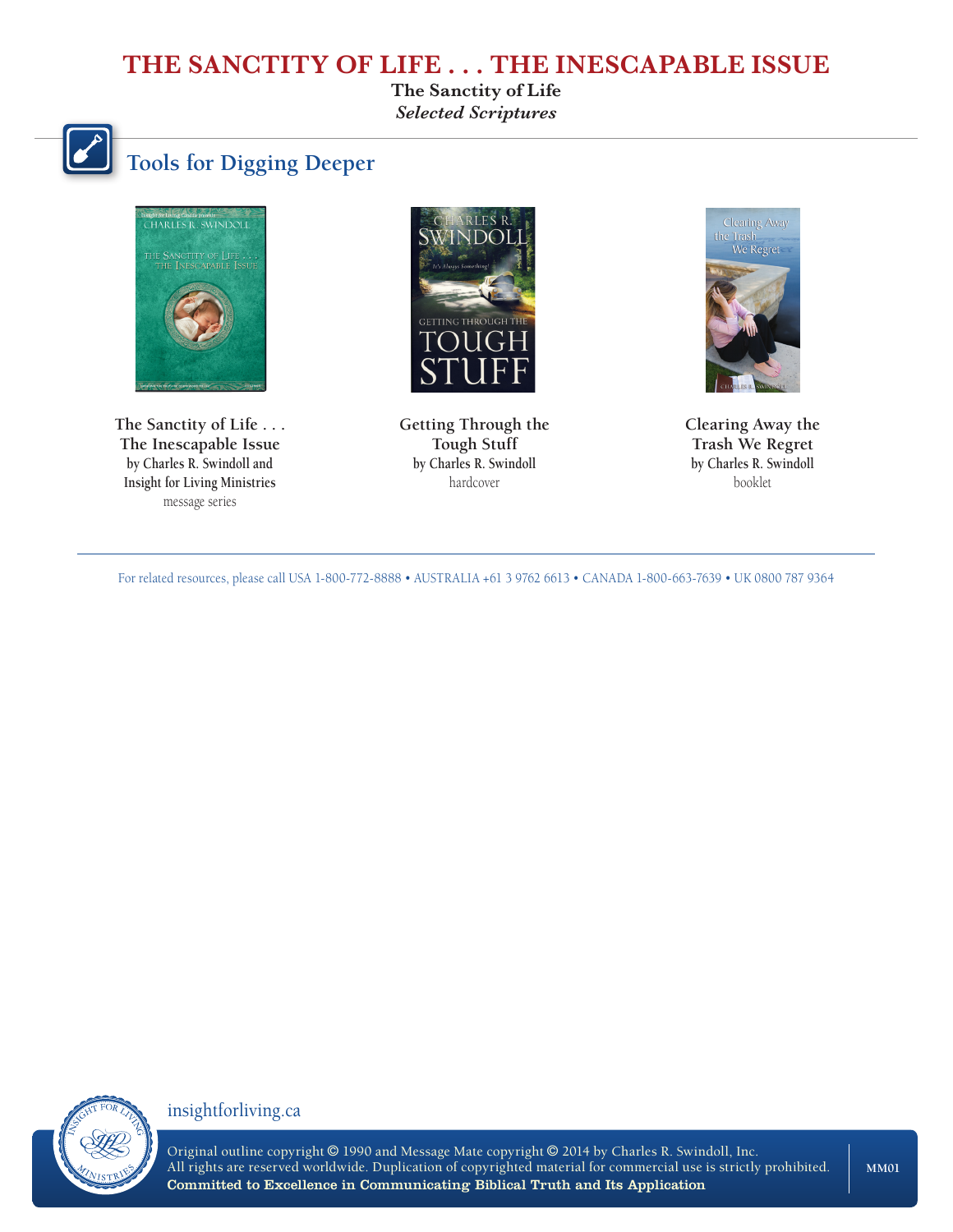# THE SANCTITY OF LIFE . . . THE INESCAPABLE ISSUE

**The Sanctity of Life**
*Selected Scriptures*

## Tools for Digging Deeper

**The Sanctity of Life . . . The Inescapable Issue**
by Charles R. Swindoll and Insight for Living Ministries
message series

**Getting Through the Tough Stuff**
by Charles R. Swindoll
hardcover

**Clearing Away the Trash We Regret**
by Charles R. Swindoll
booklet

For related resources, please call USA 1-800-772-8888 • AUSTRALIA +61 3 9762 6613 • CANADA 1-800-663-7639 • UK 0800 787 9364

insightforliving.ca

Original outline copyright © 1990 and Message Mate copyright © 2014 by Charles R. Swindoll, Inc.
All rights are reserved worldwide. Duplication of copyrighted material for commercial use is strictly prohibited.
**Committed to Excellence in Communicating Biblical Truth and Its Application**

MM01